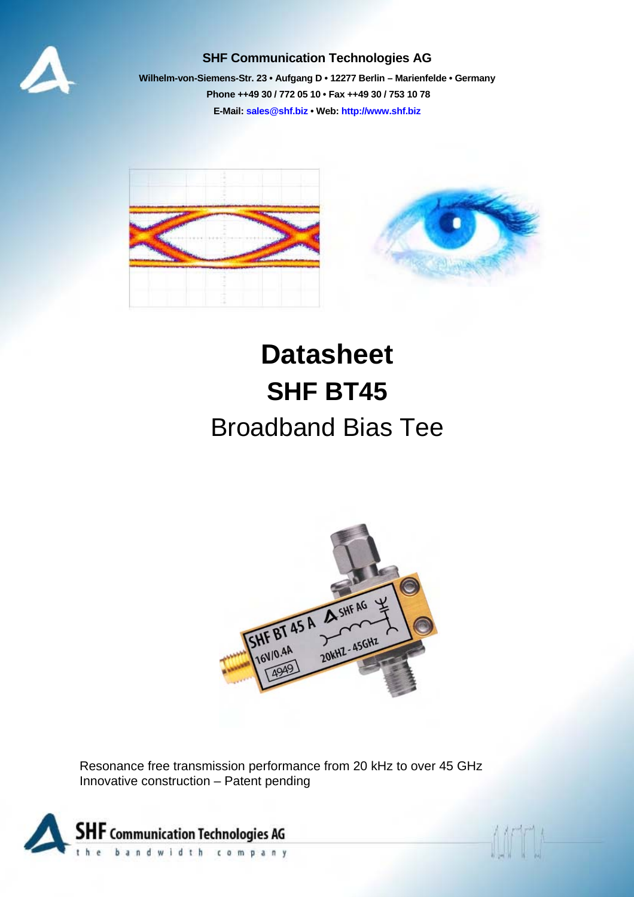**SHF Communication Technologies AG**

**Wilhelm-von-Siemens-Str. 23 • Aufgang D • 12277 Berlin – Marienfelde • Germany**

**Phone ++49 30 / 772 05 10 • Fax ++49 30 / 753 10 78**

**E-Mail: sales@shf.biz • Web: http://www.shf.biz**

# Datasheet

# SHF BT45

## Broadband Bias Tee

Resonance free transmission performance from 20 kHz to over 45 GHz
Innovative construction – Patent pending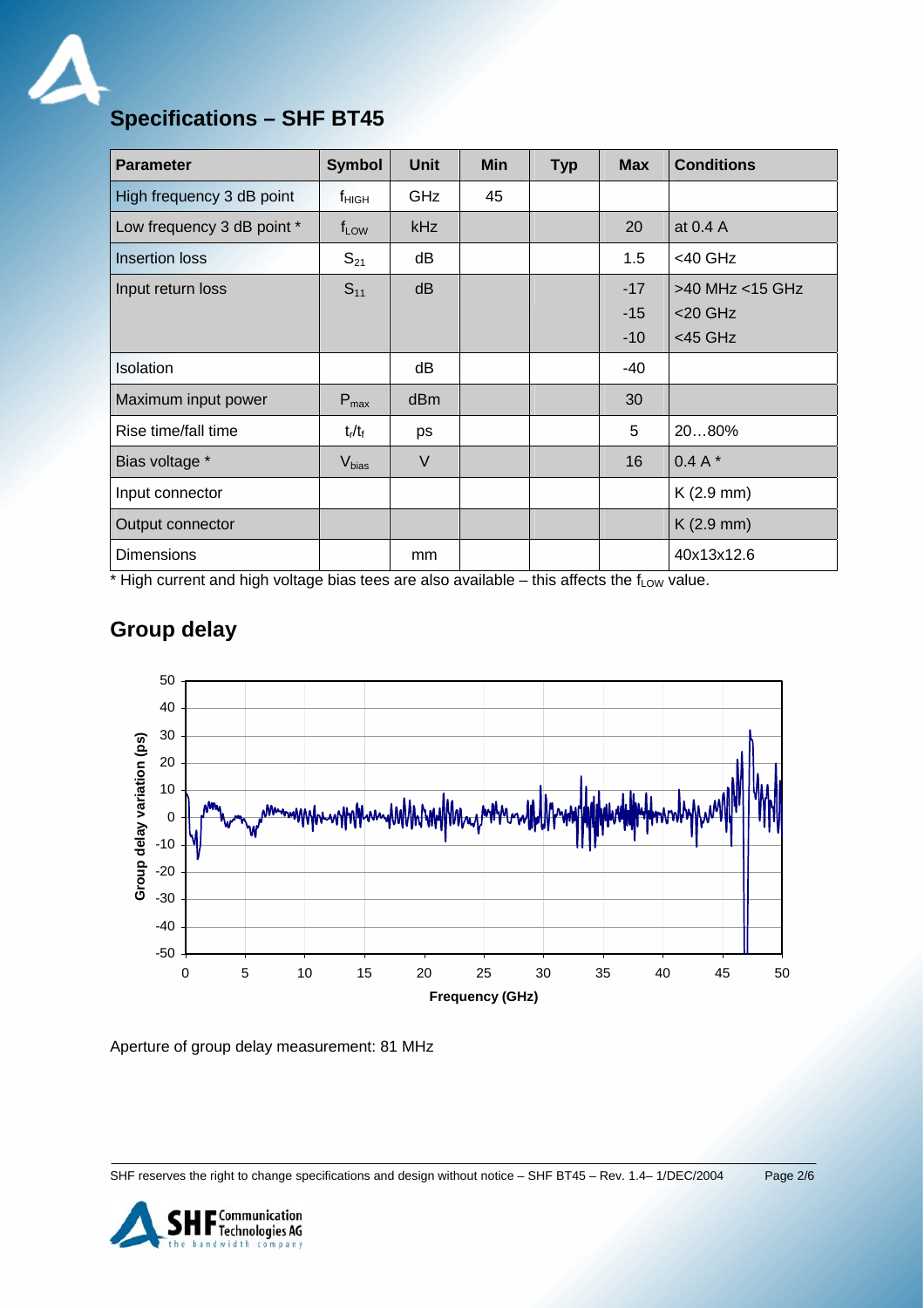## Specifications – SHF BT45

| Parameter | Symbol | Unit | Min | Typ | Max | Conditions |
|---|---|---|---|---|---|---|
| High frequency 3 dB point | $f_{HIGH}$ | GHz | 45 | | | |
| Low frequency 3 dB point * | $f_{LOW}$ | kHz | | | 20 | at 0.4 A |
| Insertion loss | $S_{21}$ | dB | | | 1.5 | <40 GHz |
| Input return loss | $S_{11}$ | dB | | | -17<br>-15<br>-10 | >40 MHz <15 GHz<br><20 GHz<br><45 GHz |
| Isolation | | dB | | | -40 | |
| Maximum input power | $P_{max}$ | dBm | | | 30 | |
| Rise time/fall time | $t_r/t_f$ | ps | | | 5 | 20…80% |
| Bias voltage * | $V_{bias}$ | V | | | 16 | 0.4 A * |
| Input connector | | | | | | K (2.9 mm) |
| Output connector | | | | | | K (2.9 mm) |
| Dimensions | | mm | | | | 40x13x12.6 |

* High current and high voltage bias tees are also available – this affects the $f_{LOW}$ value.

## Group delay

Aperture of group delay measurement: 81 MHz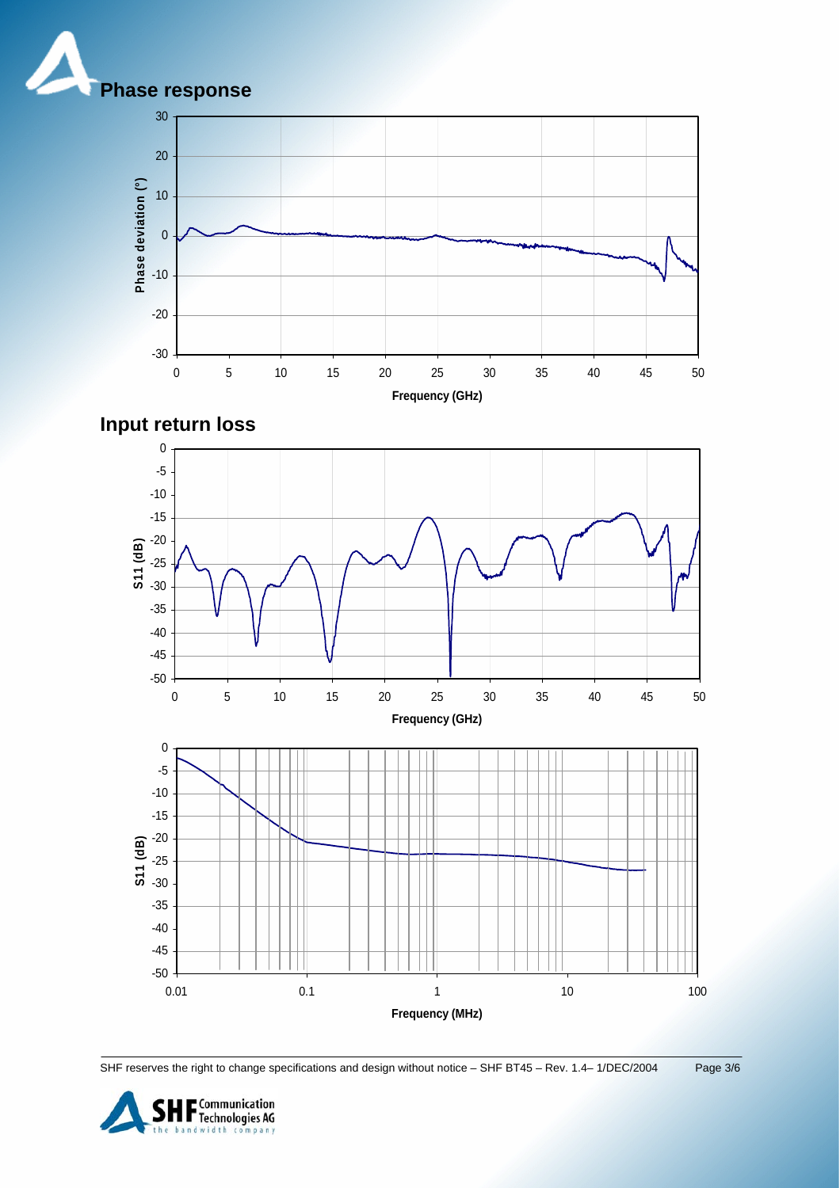## Phase response

## Input return loss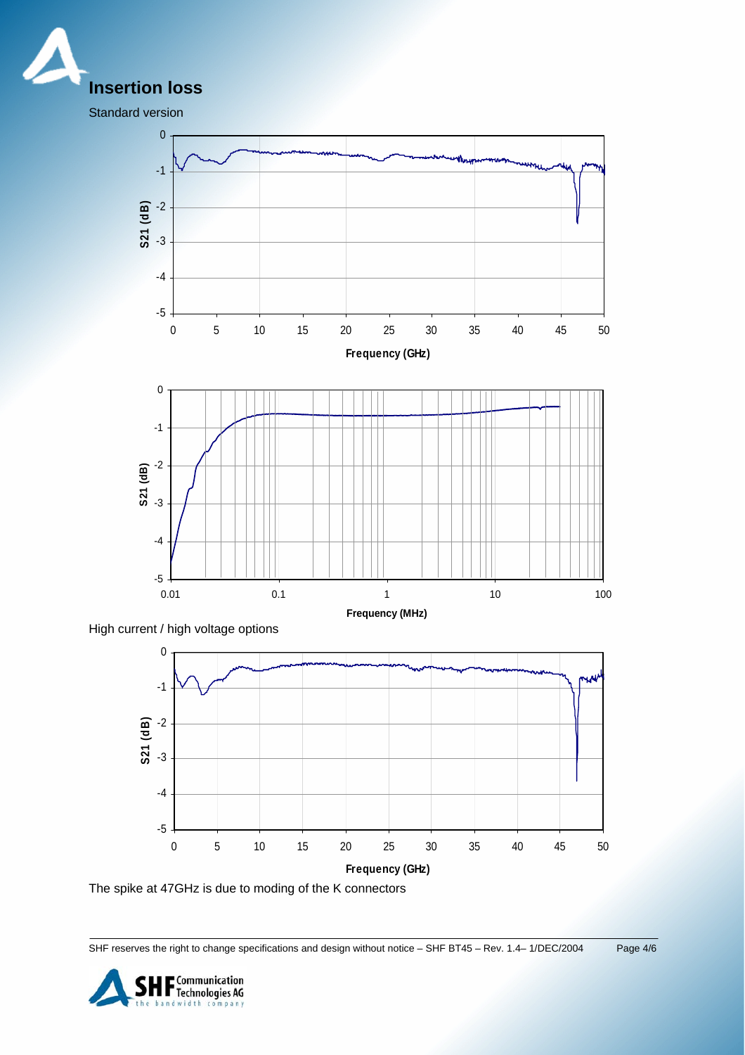## Insertion loss

Standard version

High current / high voltage options

The spike at 47GHz is due to moding of the K connectors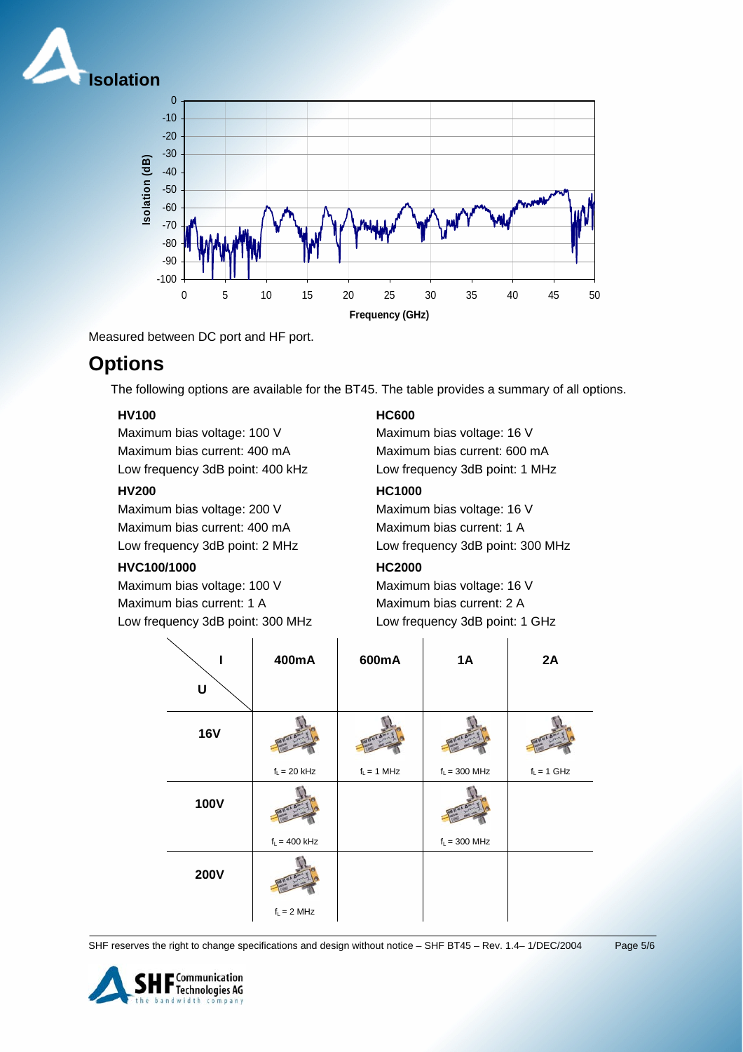## Isolation

Measured between DC port and HF port.

## Options

The following options are available for the BT45. The table provides a summary of all options.

**HV100**
Maximum bias voltage: 100 V
Maximum bias current: 400 mA
Low frequency 3dB point: 400 kHz

**HV200**
Maximum bias voltage: 200 V
Maximum bias current: 400 mA
Low frequency 3dB point: 2 MHz

**HVC100/1000**
Maximum bias voltage: 100 V
Maximum bias current: 1 A
Low frequency 3dB point: 300 MHz

**HC600**
Maximum bias voltage: 16 V
Maximum bias current: 600 mA
Low frequency 3dB point: 1 MHz

**HC1000**
Maximum bias voltage: 16 V
Maximum bias current: 1 A
Low frequency 3dB point: 300 MHz

**HC2000**
Maximum bias voltage: 16 V
Maximum bias current: 2 A
Low frequency 3dB point: 1 GHz

| U \ I | 400mA | 600mA | 1A | 2A |
|---|---|---|---|---|
| **16V** | $f_L$ = 20 kHz | $f_L$ = 1 MHz | $f_L$ = 300 MHz | $f_L$ = 1 GHz |
| **100V** | $f_L$ = 400 kHz | | $f_L$ = 300 MHz | |
| **200V** | $f_L$ = 2 MHz | | | |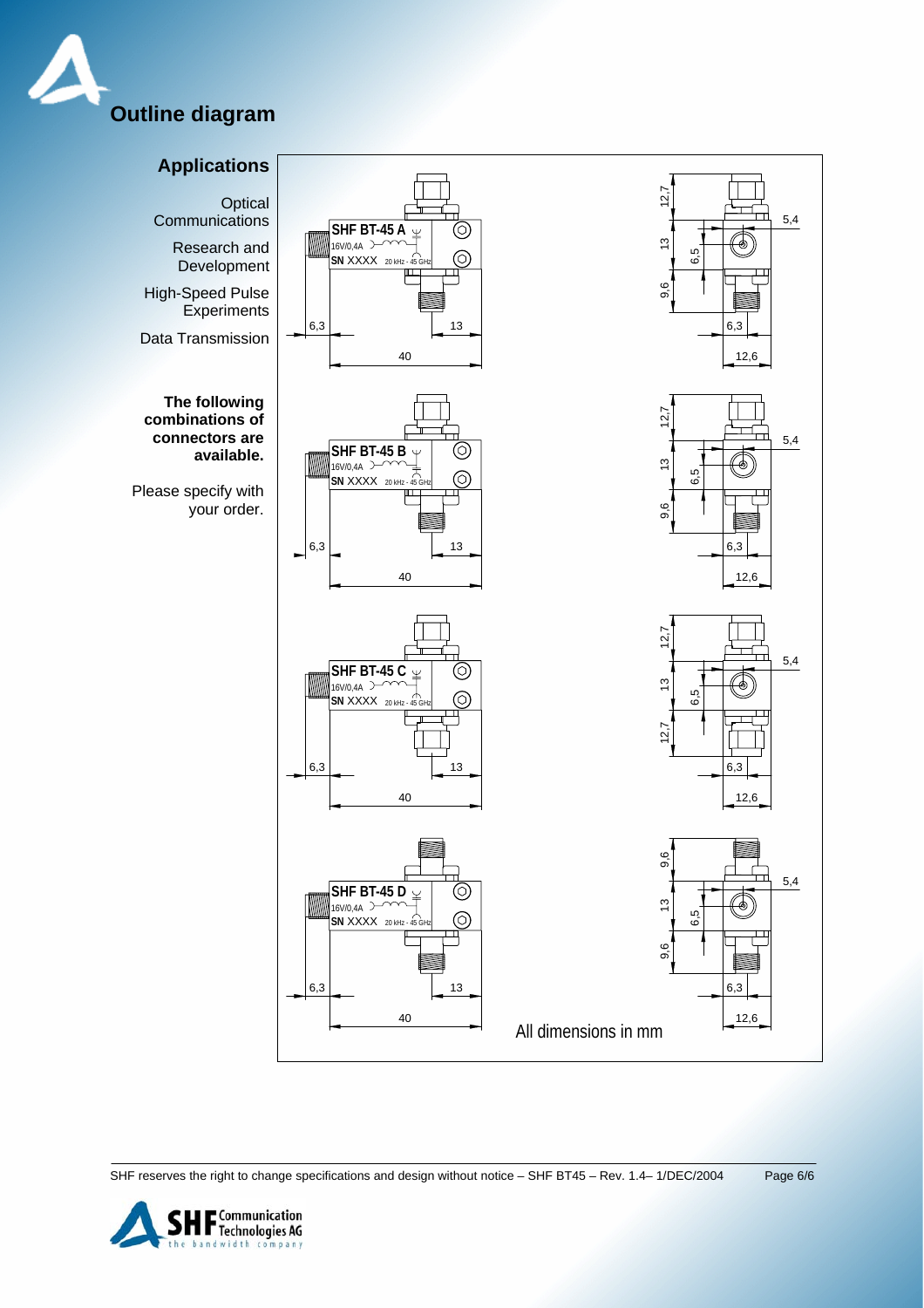# Outline diagram

## Applications

Optical Communications

Research and Development

High-Speed Pulse Experiments

Data Transmission

**The following combinations of connectors are available.**

Please specify with your order.

SHF BT-45 A
16V/0,4A
SN XXXX 20 kHz - 45 GHz

6,3
13
40
12,7
13
6,5
9,6
5,4
6,3
12,6

SHF BT-45 B
16V/0,4A
SN XXXX 20 kHz - 45 GHz

6,3
13
40
12,7
13
6,5
9,6
5,4
6,3
12,6

SHF BT-45 C
16V/0,4A
SN XXXX 20 kHz - 45 GHz

6,3
13
40
12,7
13
6,5
12,7
5,4
6,3
12,6

SHF BT-45 D
16V/0,4A
SN XXXX 20 kHz - 45 GHz

6,3
13
40
9,6
13
6,5
9,6
5,4
6,3
12,6

All dimensions in mm

SHF reserves the right to change specifications and design without notice – SHF BT45 – Rev. 1.4– 1/DEC/2004